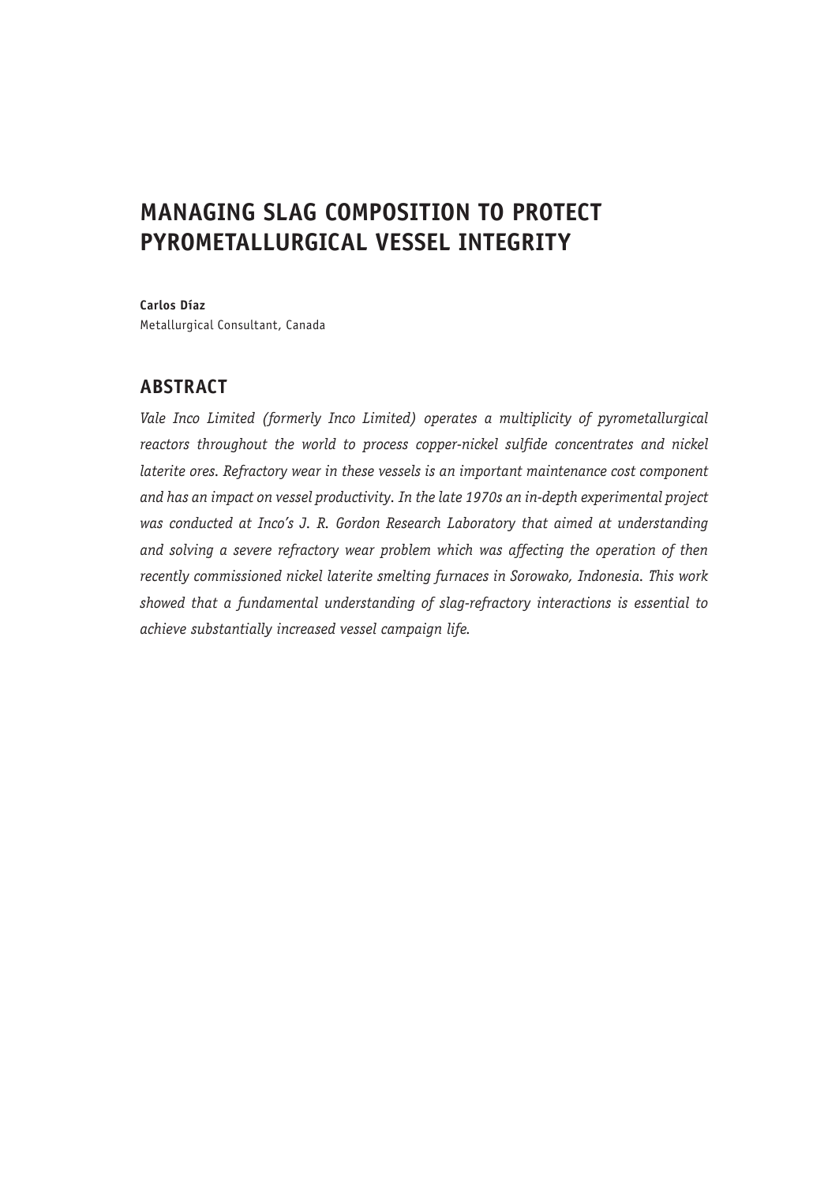# MANAGING SLAG COMPOSITION TO PROTECT PYROMETALLURGICAL VESSEL INTEGRITY

**Carlos Díaz**
Metallurgical Consultant, Canada

## ABSTRACT

*Vale Inco Limited (formerly Inco Limited) operates a multiplicity of pyrometallurgical reactors throughout the world to process copper-nickel sulfide concentrates and nickel laterite ores. Refractory wear in these vessels is an important maintenance cost component and has an impact on vessel productivity. In the late 1970s an in-depth experimental project was conducted at Inco's J. R. Gordon Research Laboratory that aimed at understanding and solving a severe refractory wear problem which was affecting the operation of then recently commissioned nickel laterite smelting furnaces in Sorowako, Indonesia. This work showed that a fundamental understanding of slag-refractory interactions is essential to achieve substantially increased vessel campaign life.*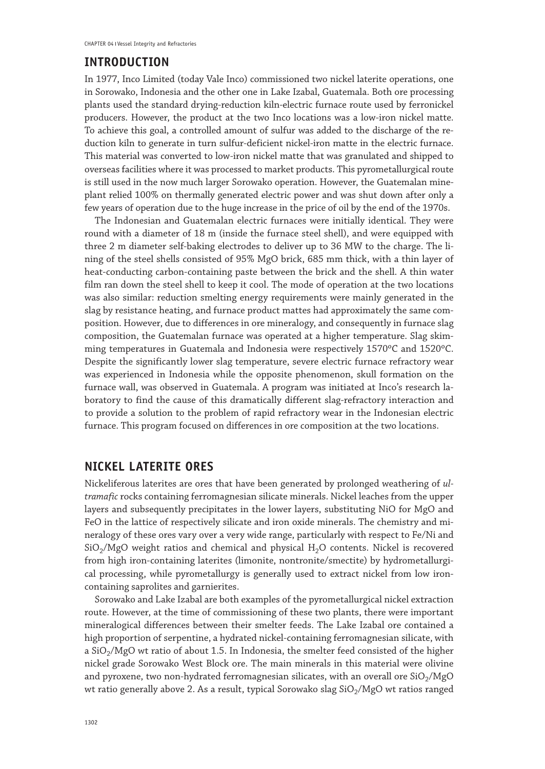## INTRODUCTION

In 1977, Inco Limited (today Vale Inco) commissioned two nickel laterite operations, one in Sorowako, Indonesia and the other one in Lake Izabal, Guatemala. Both ore processing plants used the standard drying-reduction kiln-electric furnace route used by ferronickel producers. However, the product at the two Inco locations was a low-iron nickel matte. To achieve this goal, a controlled amount of sulfur was added to the discharge of the reduction kiln to generate in turn sulfur-deficient nickel-iron matte in the electric furnace. This material was converted to low-iron nickel matte that was granulated and shipped to overseas facilities where it was processed to market products. This pyrometallurgical route is still used in the now much larger Sorowako operation. However, the Guatemalan mine-plant relied 100% on thermally generated electric power and was shut down after only a few years of operation due to the huge increase in the price of oil by the end of the 1970s.

The Indonesian and Guatemalan electric furnaces were initially identical. They were round with a diameter of 18 m (inside the furnace steel shell), and were equipped with three 2 m diameter self-baking electrodes to deliver up to 36 MW to the charge. The lining of the steel shells consisted of 95% MgO brick, 685 mm thick, with a thin layer of heat-conducting carbon-containing paste between the brick and the shell. A thin water film ran down the steel shell to keep it cool. The mode of operation at the two locations was also similar: reduction smelting energy requirements were mainly generated in the slag by resistance heating, and furnace product mattes had approximately the same composition. However, due to differences in ore mineralogy, and consequently in furnace slag composition, the Guatemalan furnace was operated at a higher temperature. Slag skimming temperatures in Guatemala and Indonesia were respectively 1570°C and 1520°C. Despite the significantly lower slag temperature, severe electric furnace refractory wear was experienced in Indonesia while the opposite phenomenon, skull formation on the furnace wall, was observed in Guatemala. A program was initiated at Inco's research laboratory to find the cause of this dramatically different slag-refractory interaction and to provide a solution to the problem of rapid refractory wear in the Indonesian electric furnace. This program focused on differences in ore composition at the two locations.

## NICKEL LATERITE ORES

Nickeliferous laterites are ores that have been generated by prolonged weathering of *ultramafic* rocks containing ferromagnesian silicate minerals. Nickel leaches from the upper layers and subsequently precipitates in the lower layers, substituting NiO for MgO and FeO in the lattice of respectively silicate and iron oxide minerals. The chemistry and mineralogy of these ores vary over a very wide range, particularly with respect to Fe/Ni and $SiO_2$/MgO weight ratios and chemical and physical $H_2O$ contents. Nickel is recovered from high iron-containing laterites (limonite, nontronite/smectite) by hydrometallurgical processing, while pyrometallurgy is generally used to extract nickel from low iron-containing saprolites and garnierites.

Sorowako and Lake Izabal are both examples of the pyrometallurgical nickel extraction route. However, at the time of commissioning of these two plants, there were important mineralogical differences between their smelter feeds. The Lake Izabal ore contained a high proportion of serpentine, a hydrated nickel-containing ferromagnesian silicate, with a $SiO_2$/MgO wt ratio of about 1.5. In Indonesia, the smelter feed consisted of the higher nickel grade Sorowako West Block ore. The main minerals in this material were olivine and pyroxene, two non-hydrated ferromagnesian silicates, with an overall ore $SiO_2$/MgO wt ratio generally above 2. As a result, typical Sorowako slag $SiO_2$/MgO wt ratios ranged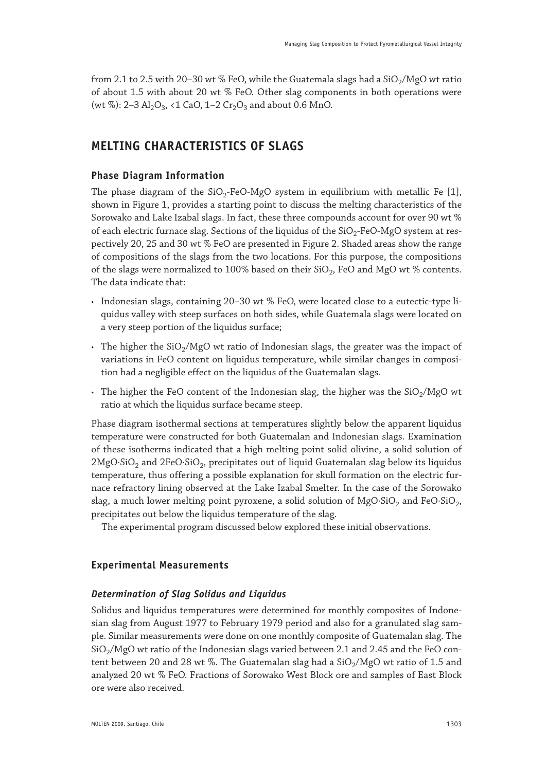from 2.1 to 2.5 with 20–30 wt % FeO, while the Guatemala slags had a $SiO_2$/MgO wt ratio of about 1.5 with about 20 wt % FeO. Other slag components in both operations were (wt %): 2–3 $Al_2O_3$, <1 CaO, 1–2 $Cr_2O_3$ and about 0.6 MnO.

## MELTING CHARACTERISTICS OF SLAGS

### Phase Diagram Information

The phase diagram of the $SiO_2$-FeO-MgO system in equilibrium with metallic Fe [1], shown in Figure 1, provides a starting point to discuss the melting characteristics of the Sorowako and Lake Izabal slags. In fact, these three compounds account for over 90 wt % of each electric furnace slag. Sections of the liquidus of the $SiO_2$-FeO-MgO system at respectively 20, 25 and 30 wt % FeO are presented in Figure 2. Shaded areas show the range of compositions of the slags from the two locations. For this purpose, the compositions of the slags were normalized to 100% based on their $SiO_2$, FeO and MgO wt % contents. The data indicate that:

- Indonesian slags, containing 20–30 wt % FeO, were located close to a eutectic-type liquidus valley with steep surfaces on both sides, while Guatemala slags were located on a very steep portion of the liquidus surface;
- The higher the $SiO_2$/MgO wt ratio of Indonesian slags, the greater was the impact of variations in FeO content on liquidus temperature, while similar changes in composition had a negligible effect on the liquidus of the Guatemalan slags.
- The higher the FeO content of the Indonesian slag, the higher was the $SiO_2$/MgO wt ratio at which the liquidus surface became steep.

Phase diagram isothermal sections at temperatures slightly below the apparent liquidus temperature were constructed for both Guatemalan and Indonesian slags. Examination of these isotherms indicated that a high melting point solid olivine, a solid solution of $2MgO{\cdot}SiO_2$ and $2FeO{\cdot}SiO_2$, precipitates out of liquid Guatemalan slag below its liquidus temperature, thus offering a possible explanation for skull formation on the electric furnace refractory lining observed at the Lake Izabal Smelter. In the case of the Sorowako slag, a much lower melting point pyroxene, a solid solution of $MgO{\cdot}SiO_2$ and $FeO{\cdot}SiO_2$, precipitates out below the liquidus temperature of the slag.

The experimental program discussed below explored these initial observations.

### Experimental Measurements

#### *Determination of Slag Solidus and Liquidus*

Solidus and liquidus temperatures were determined for monthly composites of Indonesian slag from August 1977 to February 1979 period and also for a granulated slag sample. Similar measurements were done on one monthly composite of Guatemalan slag. The $SiO_2$/MgO wt ratio of the Indonesian slags varied between 2.1 and 2.45 and the FeO content between 20 and 28 wt %. The Guatemalan slag had a $SiO_2$/MgO wt ratio of 1.5 and analyzed 20 wt % FeO. Fractions of Sorowako West Block ore and samples of East Block ore were also received.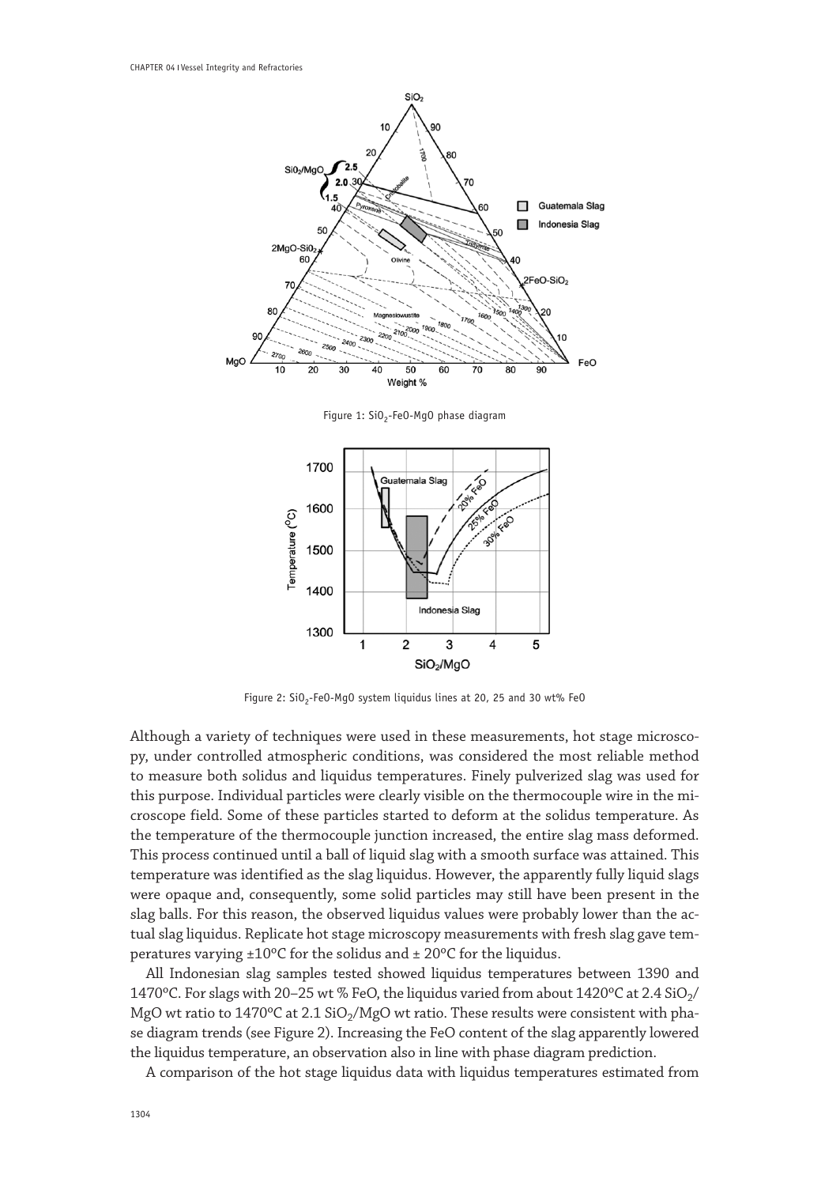Figure 1: $SiO_2$-FeO-MgO phase diagram

Figure 2: $SiO_2$-FeO-MgO system liquidus lines at 20, 25 and 30 wt% FeO

Although a variety of techniques were used in these measurements, hot stage microscopy, under controlled atmospheric conditions, was considered the most reliable method to measure both solidus and liquidus temperatures. Finely pulverized slag was used for this purpose. Individual particles were clearly visible on the thermocouple wire in the microscope field. Some of these particles started to deform at the solidus temperature. As the temperature of the thermocouple junction increased, the entire slag mass deformed. This process continued until a ball of liquid slag with a smooth surface was attained. This temperature was identified as the slag liquidus. However, the apparently fully liquid slags were opaque and, consequently, some solid particles may still have been present in the slag balls. For this reason, the observed liquidus values were probably lower than the actual slag liquidus. Replicate hot stage microscopy measurements with fresh slag gave temperatures varying ±10°C for the solidus and ± 20°C for the liquidus.

All Indonesian slag samples tested showed liquidus temperatures between 1390 and 1470°C. For slags with 20–25 wt % FeO, the liquidus varied from about 1420°C at 2.4 $SiO_2$/MgO wt ratio to 1470°C at 2.1 $SiO_2$/MgO wt ratio. These results were consistent with phase diagram trends (see Figure 2). Increasing the FeO content of the slag apparently lowered the liquidus temperature, an observation also in line with phase diagram prediction.

A comparison of the hot stage liquidus data with liquidus temperatures estimated from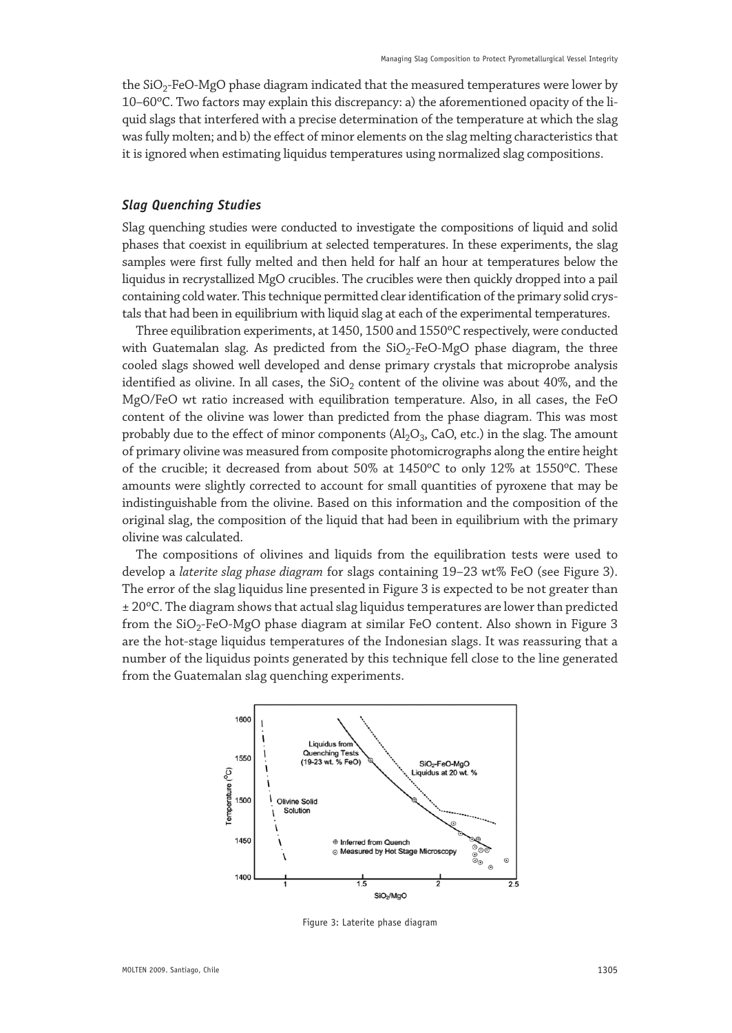the $SiO_2$-FeO-MgO phase diagram indicated that the measured temperatures were lower by 10–60ºC. Two factors may explain this discrepancy: a) the aforementioned opacity of the liquid slags that interfered with a precise determination of the temperature at which the slag was fully molten; and b) the effect of minor elements on the slag melting characteristics that it is ignored when estimating liquidus temperatures using normalized slag compositions.

### *Slag Quenching Studies*

Slag quenching studies were conducted to investigate the compositions of liquid and solid phases that coexist in equilibrium at selected temperatures. In these experiments, the slag samples were first fully melted and then held for half an hour at temperatures below the liquidus in recrystallized MgO crucibles. The crucibles were then quickly dropped into a pail containing cold water. This technique permitted clear identification of the primary solid crystals that had been in equilibrium with liquid slag at each of the experimental temperatures.

Three equilibration experiments, at 1450, 1500 and 1550ºC respectively, were conducted with Guatemalan slag. As predicted from the $SiO_2$-FeO-MgO phase diagram, the three cooled slags showed well developed and dense primary crystals that microprobe analysis identified as olivine. In all cases, the $SiO_2$ content of the olivine was about 40%, and the MgO/FeO wt ratio increased with equilibration temperature. Also, in all cases, the FeO content of the olivine was lower than predicted from the phase diagram. This was most probably due to the effect of minor components ($Al_2O_3$, CaO, etc.) in the slag. The amount of primary olivine was measured from composite photomicrographs along the entire height of the crucible; it decreased from about 50% at 1450ºC to only 12% at 1550ºC. These amounts were slightly corrected to account for small quantities of pyroxene that may be indistinguishable from the olivine. Based on this information and the composition of the original slag, the composition of the liquid that had been in equilibrium with the primary olivine was calculated.

The compositions of olivines and liquids from the equilibration tests were used to develop a *laterite slag phase diagram* for slags containing 19–23 wt% FeO (see Figure 3). The error of the slag liquidus line presented in Figure 3 is expected to be not greater than ± 20ºC. The diagram shows that actual slag liquidus temperatures are lower than predicted from the $SiO_2$-FeO-MgO phase diagram at similar FeO content. Also shown in Figure 3 are the hot-stage liquidus temperatures of the Indonesian slags. It was reassuring that a number of the liquidus points generated by this technique fell close to the line generated from the Guatemalan slag quenching experiments.

Figure 3: Laterite phase diagram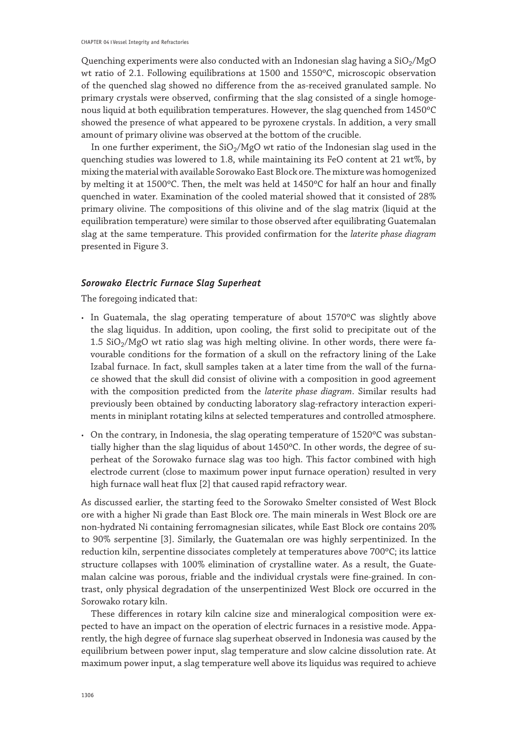Quenching experiments were also conducted with an Indonesian slag having a $SiO_2$/MgO wt ratio of 2.1. Following equilibrations at 1500 and 1550ºC, microscopic observation of the quenched slag showed no difference from the as-received granulated sample. No primary crystals were observed, confirming that the slag consisted of a single homogenous liquid at both equilibration temperatures. However, the slag quenched from 1450ºC showed the presence of what appeared to be pyroxene crystals. In addition, a very small amount of primary olivine was observed at the bottom of the crucible.

In one further experiment, the $SiO_2$/MgO wt ratio of the Indonesian slag used in the quenching studies was lowered to 1.8, while maintaining its FeO content at 21 wt%, by mixing the material with available Sorowako East Block ore. The mixture was homogenized by melting it at 1500ºC. Then, the melt was held at 1450ºC for half an hour and finally quenched in water. Examination of the cooled material showed that it consisted of 28% primary olivine. The compositions of this olivine and of the slag matrix (liquid at the equilibration temperature) were similar to those observed after equilibrating Guatemalan slag at the same temperature. This provided confirmation for the *laterite phase diagram* presented in Figure 3.

### *Sorowako Electric Furnace Slag Superheat*

The foregoing indicated that:

- In Guatemala, the slag operating temperature of about 1570ºC was slightly above the slag liquidus. In addition, upon cooling, the first solid to precipitate out of the 1.5 $SiO_2$/MgO wt ratio slag was high melting olivine. In other words, there were favourable conditions for the formation of a skull on the refractory lining of the Lake Izabal furnace. In fact, skull samples taken at a later time from the wall of the furnace showed that the skull did consist of olivine with a composition in good agreement with the composition predicted from the *laterite phase diagram*. Similar results had previously been obtained by conducting laboratory slag-refractory interaction experiments in miniplant rotating kilns at selected temperatures and controlled atmosphere.
- On the contrary, in Indonesia, the slag operating temperature of 1520ºC was substantially higher than the slag liquidus of about 1450ºC. In other words, the degree of superheat of the Sorowako furnace slag was too high. This factor combined with high electrode current (close to maximum power input furnace operation) resulted in very high furnace wall heat flux [2] that caused rapid refractory wear.

As discussed earlier, the starting feed to the Sorowako Smelter consisted of West Block ore with a higher Ni grade than East Block ore. The main minerals in West Block ore are non-hydrated Ni containing ferromagnesian silicates, while East Block ore contains 20% to 90% serpentine [3]. Similarly, the Guatemalan ore was highly serpentinized. In the reduction kiln, serpentine dissociates completely at temperatures above 700ºC; its lattice structure collapses with 100% elimination of crystalline water. As a result, the Guatemalan calcine was porous, friable and the individual crystals were fine-grained. In contrast, only physical degradation of the unserpentinized West Block ore occurred in the Sorowako rotary kiln.

These differences in rotary kiln calcine size and mineralogical composition were expected to have an impact on the operation of electric furnaces in a resistive mode. Apparently, the high degree of furnace slag superheat observed in Indonesia was caused by the equilibrium between power input, slag temperature and slow calcine dissolution rate. At maximum power input, a slag temperature well above its liquidus was required to achieve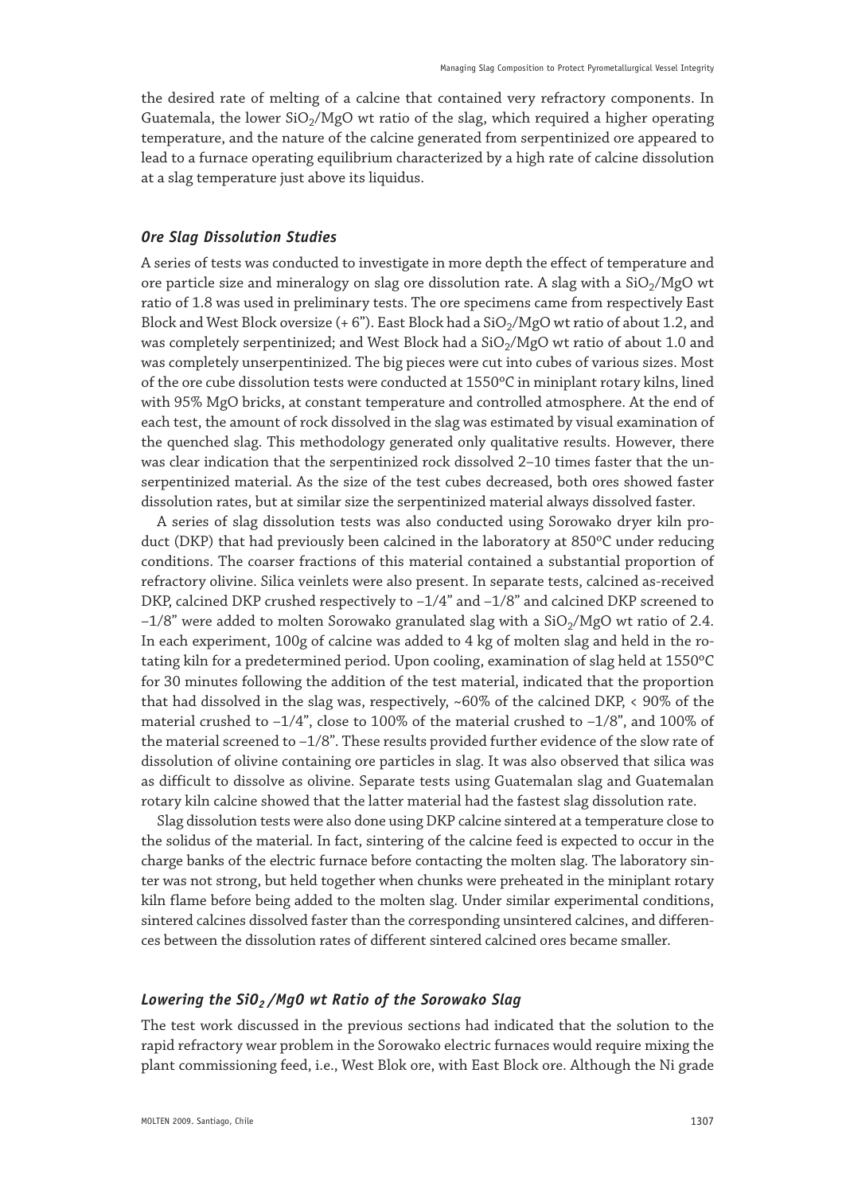the desired rate of melting of a calcine that contained very refractory components. In Guatemala, the lower $SiO_2$/MgO wt ratio of the slag, which required a higher operating temperature, and the nature of the calcine generated from serpentinized ore appeared to lead to a furnace operating equilibrium characterized by a high rate of calcine dissolution at a slag temperature just above its liquidus.

### *Ore Slag Dissolution Studies*

A series of tests was conducted to investigate in more depth the effect of temperature and ore particle size and mineralogy on slag ore dissolution rate. A slag with a $SiO_2$/MgO wt ratio of 1.8 was used in preliminary tests. The ore specimens came from respectively East Block and West Block oversize (+ 6"). East Block had a $SiO_2$/MgO wt ratio of about 1.2, and was completely serpentinized; and West Block had a $SiO_2$/MgO wt ratio of about 1.0 and was completely unserpentinized. The big pieces were cut into cubes of various sizes. Most of the ore cube dissolution tests were conducted at 1550ºC in miniplant rotary kilns, lined with 95% MgO bricks, at constant temperature and controlled atmosphere. At the end of each test, the amount of rock dissolved in the slag was estimated by visual examination of the quenched slag. This methodology generated only qualitative results. However, there was clear indication that the serpentinized rock dissolved 2–10 times faster that the unserpentinized material. As the size of the test cubes decreased, both ores showed faster dissolution rates, but at similar size the serpentinized material always dissolved faster.

A series of slag dissolution tests was also conducted using Sorowako dryer kiln product (DKP) that had previously been calcined in the laboratory at 850ºC under reducing conditions. The coarser fractions of this material contained a substantial proportion of refractory olivine. Silica veinlets were also present. In separate tests, calcined as-received DKP, calcined DKP crushed respectively to –1/4" and –1/8" and calcined DKP screened to –1/8" were added to molten Sorowako granulated slag with a $SiO_2$/MgO wt ratio of 2.4. In each experiment, 100g of calcine was added to 4 kg of molten slag and held in the rotating kiln for a predetermined period. Upon cooling, examination of slag held at 1550ºC for 30 minutes following the addition of the test material, indicated that the proportion that had dissolved in the slag was, respectively, ~60% of the calcined DKP, < 90% of the material crushed to –1/4", close to 100% of the material crushed to –1/8", and 100% of the material screened to –1/8". These results provided further evidence of the slow rate of dissolution of olivine containing ore particles in slag. It was also observed that silica was as difficult to dissolve as olivine. Separate tests using Guatemalan slag and Guatemalan rotary kiln calcine showed that the latter material had the fastest slag dissolution rate.

Slag dissolution tests were also done using DKP calcine sintered at a temperature close to the solidus of the material. In fact, sintering of the calcine feed is expected to occur in the charge banks of the electric furnace before contacting the molten slag. The laboratory sinter was not strong, but held together when chunks were preheated in the miniplant rotary kiln flame before being added to the molten slag. Under similar experimental conditions, sintered calcines dissolved faster than the corresponding unsintered calcines, and differences between the dissolution rates of different sintered calcined ores became smaller.

### *Lowering the $SiO_2$ /MgO wt Ratio of the Sorowako Slag*

The test work discussed in the previous sections had indicated that the solution to the rapid refractory wear problem in the Sorowako electric furnaces would require mixing the plant commissioning feed, i.e., West Blok ore, with East Block ore. Although the Ni grade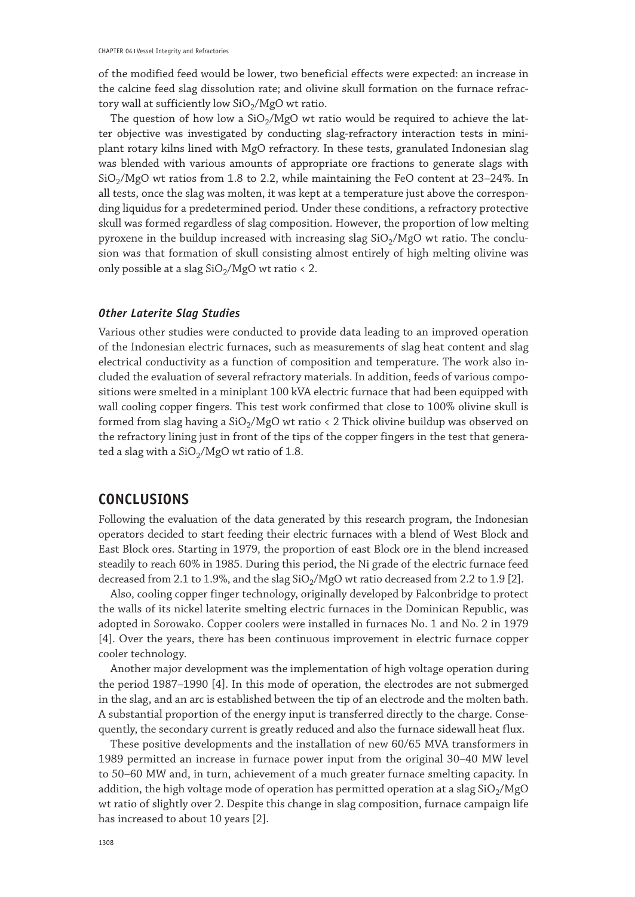of the modified feed would be lower, two beneficial effects were expected: an increase in the calcine feed slag dissolution rate; and olivine skull formation on the furnace refractory wall at sufficiently low $SiO_2$/MgO wt ratio.

The question of how low a $SiO_2$/MgO wt ratio would be required to achieve the latter objective was investigated by conducting slag-refractory interaction tests in miniplant rotary kilns lined with MgO refractory. In these tests, granulated Indonesian slag was blended with various amounts of appropriate ore fractions to generate slags with $SiO_2$/MgO wt ratios from 1.8 to 2.2, while maintaining the FeO content at 23–24%. In all tests, once the slag was molten, it was kept at a temperature just above the corresponding liquidus for a predetermined period. Under these conditions, a refractory protective skull was formed regardless of slag composition. However, the proportion of low melting pyroxene in the buildup increased with increasing slag $SiO_2$/MgO wt ratio. The conclusion was that formation of skull consisting almost entirely of high melting olivine was only possible at a slag $SiO_2$/MgO wt ratio < 2.

### *Other Laterite Slag Studies*

Various other studies were conducted to provide data leading to an improved operation of the Indonesian electric furnaces, such as measurements of slag heat content and slag electrical conductivity as a function of composition and temperature. The work also included the evaluation of several refractory materials. In addition, feeds of various compositions were smelted in a miniplant 100 kVA electric furnace that had been equipped with wall cooling copper fingers. This test work confirmed that close to 100% olivine skull is formed from slag having a $SiO_2$/MgO wt ratio < 2 Thick olivine buildup was observed on the refractory lining just in front of the tips of the copper fingers in the test that generated a slag with a $SiO_2$/MgO wt ratio of 1.8.

## CONCLUSIONS

Following the evaluation of the data generated by this research program, the Indonesian operators decided to start feeding their electric furnaces with a blend of West Block and East Block ores. Starting in 1979, the proportion of east Block ore in the blend increased steadily to reach 60% in 1985. During this period, the Ni grade of the electric furnace feed decreased from 2.1 to 1.9%, and the slag $SiO_2$/MgO wt ratio decreased from 2.2 to 1.9 [2].

Also, cooling copper finger technology, originally developed by Falconbridge to protect the walls of its nickel laterite smelting electric furnaces in the Dominican Republic, was adopted in Sorowako. Copper coolers were installed in furnaces No. 1 and No. 2 in 1979 [4]. Over the years, there has been continuous improvement in electric furnace copper cooler technology.

Another major development was the implementation of high voltage operation during the period 1987–1990 [4]. In this mode of operation, the electrodes are not submerged in the slag, and an arc is established between the tip of an electrode and the molten bath. A substantial proportion of the energy input is transferred directly to the charge. Consequently, the secondary current is greatly reduced and also the furnace sidewall heat flux.

These positive developments and the installation of new 60/65 MVA transformers in 1989 permitted an increase in furnace power input from the original 30–40 MW level to 50–60 MW and, in turn, achievement of a much greater furnace smelting capacity. In addition, the high voltage mode of operation has permitted operation at a slag $SiO_2$/MgO wt ratio of slightly over 2. Despite this change in slag composition, furnace campaign life has increased to about 10 years [2].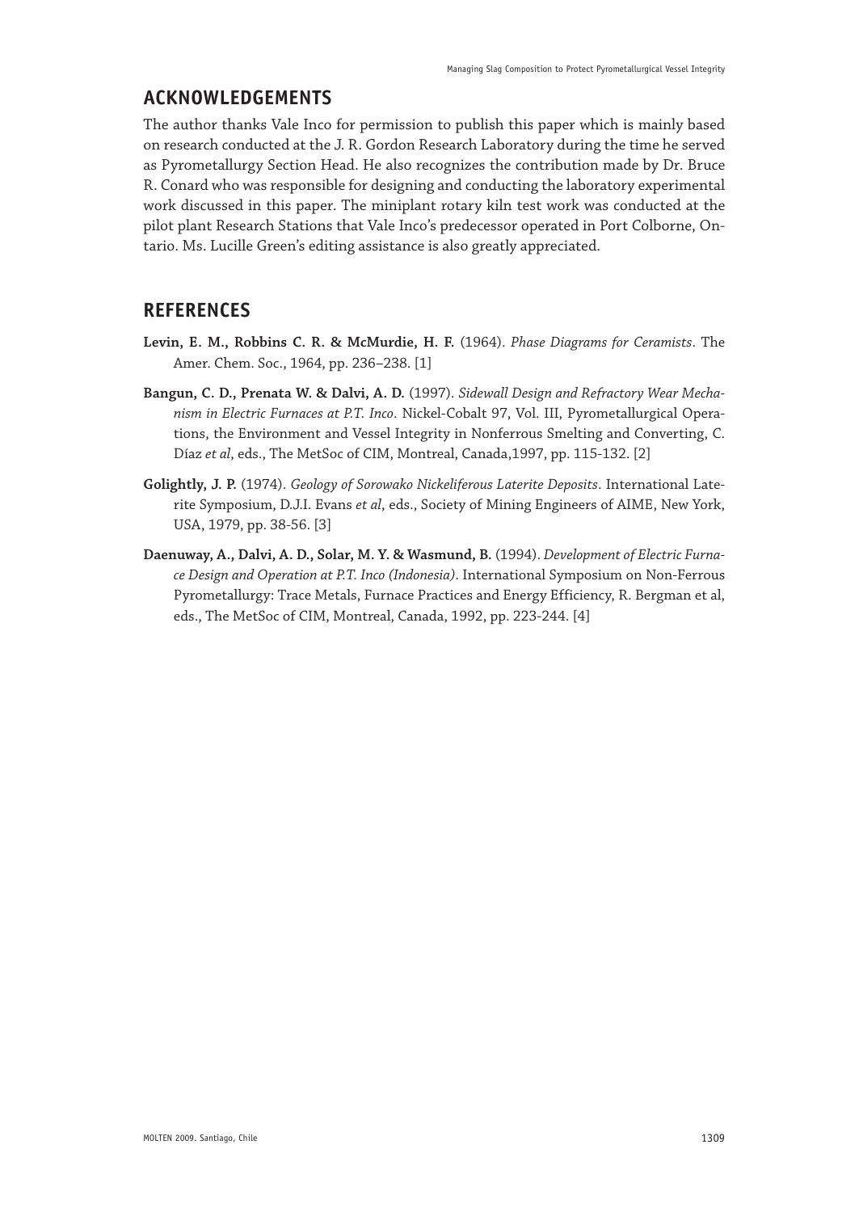## ACKNOWLEDGEMENTS

The author thanks Vale Inco for permission to publish this paper which is mainly based on research conducted at the J. R. Gordon Research Laboratory during the time he served as Pyrometallurgy Section Head. He also recognizes the contribution made by Dr. Bruce R. Conard who was responsible for designing and conducting the laboratory experimental work discussed in this paper. The miniplant rotary kiln test work was conducted at the pilot plant Research Stations that Vale Inco's predecessor operated in Port Colborne, Ontario. Ms. Lucille Green's editing assistance is also greatly appreciated.

## REFERENCES

**Levin, E. M., Robbins C. R. & McMurdie, H. F.** (1964). *Phase Diagrams for Ceramists*. The Amer. Chem. Soc., 1964, pp. 236–238. [1]

**Bangun, C. D., Prenata W. & Dalvi, A. D.** (1997). *Sidewall Design and Refractory Wear Mechanism in Electric Furnaces at P.T. Inco*. Nickel-Cobalt 97, Vol. III, Pyrometallurgical Operations, the Environment and Vessel Integrity in Nonferrous Smelting and Converting, C. Díaz *et al*, eds., The MetSoc of CIM, Montreal, Canada,1997, pp. 115-132. [2]

**Golightly, J. P.** (1974). *Geology of Sorowako Nickeliferous Laterite Deposits*. International Laterite Symposium, D.J.I. Evans *et al*, eds., Society of Mining Engineers of AIME, New York, USA, 1979, pp. 38-56. [3]

**Daenuway, A., Dalvi, A. D., Solar, M. Y. & Wasmund, B.** (1994). *Development of Electric Furnace Design and Operation at P.T. Inco (Indonesia)*. International Symposium on Non-Ferrous Pyrometallurgy: Trace Metals, Furnace Practices and Energy Efficiency, R. Bergman et al, eds., The MetSoc of CIM, Montreal, Canada, 1992, pp. 223-244. [4]